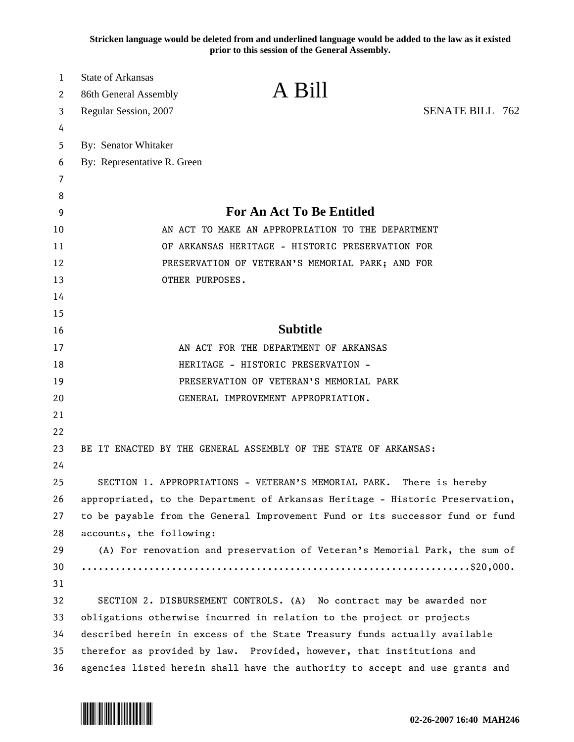Stricken language would be deleted from and underlined language would be added to the law as it existed prior to this session of the General Assembly.

State of Arkansas
86th General Assembly
Regular Session, 2007

# A Bill

SENATE BILL 762

By: Senator Whitaker
By: Representative R. Green

## For An Act To Be Entitled

AN ACT TO MAKE AN APPROPRIATION TO THE DEPARTMENT OF ARKANSAS HERITAGE - HISTORIC PRESERVATION FOR PRESERVATION OF VETERAN'S MEMORIAL PARK; AND FOR OTHER PURPOSES.

## Subtitle

AN ACT FOR THE DEPARTMENT OF ARKANSAS HERITAGE - HISTORIC PRESERVATION - PRESERVATION OF VETERAN'S MEMORIAL PARK GENERAL IMPROVEMENT APPROPRIATION.

BE IT ENACTED BY THE GENERAL ASSEMBLY OF THE STATE OF ARKANSAS:

SECTION 1. APPROPRIATIONS - VETERAN'S MEMORIAL PARK. There is hereby appropriated, to the Department of Arkansas Heritage - Historic Preservation, to be payable from the General Improvement Fund or its successor fund or fund accounts, the following:

(A) For renovation and preservation of Veteran's Memorial Park, the sum of ....................................................................$20,000.

SECTION 2. DISBURSEMENT CONTROLS. (A) No contract may be awarded nor obligations otherwise incurred in relation to the project or projects described herein in excess of the State Treasury funds actually available therefor as provided by law. Provided, however, that institutions and agencies listed herein shall have the authority to accept and use grants and

02-26-2007 16:40 MAH246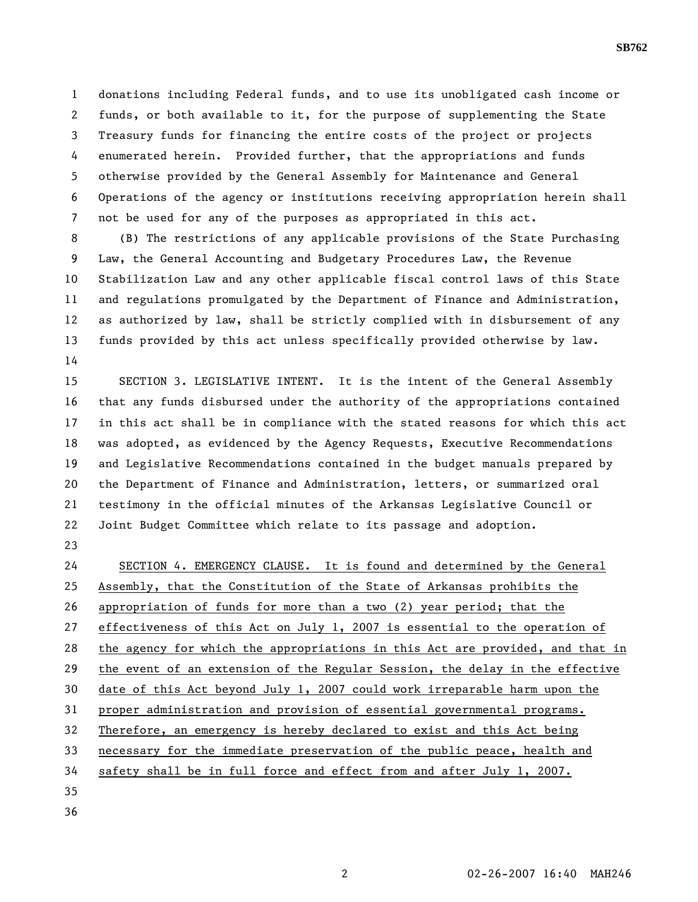donations including Federal funds, and to use its unobligated cash income or funds, or both available to it, for the purpose of supplementing the State Treasury funds for financing the entire costs of the project or projects enumerated herein. Provided further, that the appropriations and funds otherwise provided by the General Assembly for Maintenance and General Operations of the agency or institutions receiving appropriation herein shall not be used for any of the purposes as appropriated in this act.

(B) The restrictions of any applicable provisions of the State Purchasing Law, the General Accounting and Budgetary Procedures Law, the Revenue Stabilization Law and any other applicable fiscal control laws of this State and regulations promulgated by the Department of Finance and Administration, as authorized by law, shall be strictly complied with in disbursement of any funds provided by this act unless specifically provided otherwise by law.

SECTION 3. LEGISLATIVE INTENT. It is the intent of the General Assembly that any funds disbursed under the authority of the appropriations contained in this act shall be in compliance with the stated reasons for which this act was adopted, as evidenced by the Agency Requests, Executive Recommendations and Legislative Recommendations contained in the budget manuals prepared by the Department of Finance and Administration, letters, or summarized oral testimony in the official minutes of the Arkansas Legislative Council or Joint Budget Committee which relate to its passage and adoption.

SECTION 4. EMERGENCY CLAUSE. It is found and determined by the General Assembly, that the Constitution of the State of Arkansas prohibits the appropriation of funds for more than a two (2) year period; that the effectiveness of this Act on July 1, 2007 is essential to the operation of the agency for which the appropriations in this Act are provided, and that in the event of an extension of the Regular Session, the delay in the effective date of this Act beyond July 1, 2007 could work irreparable harm upon the proper administration and provision of essential governmental programs. Therefore, an emergency is hereby declared to exist and this Act being necessary for the immediate preservation of the public peace, health and safety shall be in full force and effect from and after July 1, 2007.